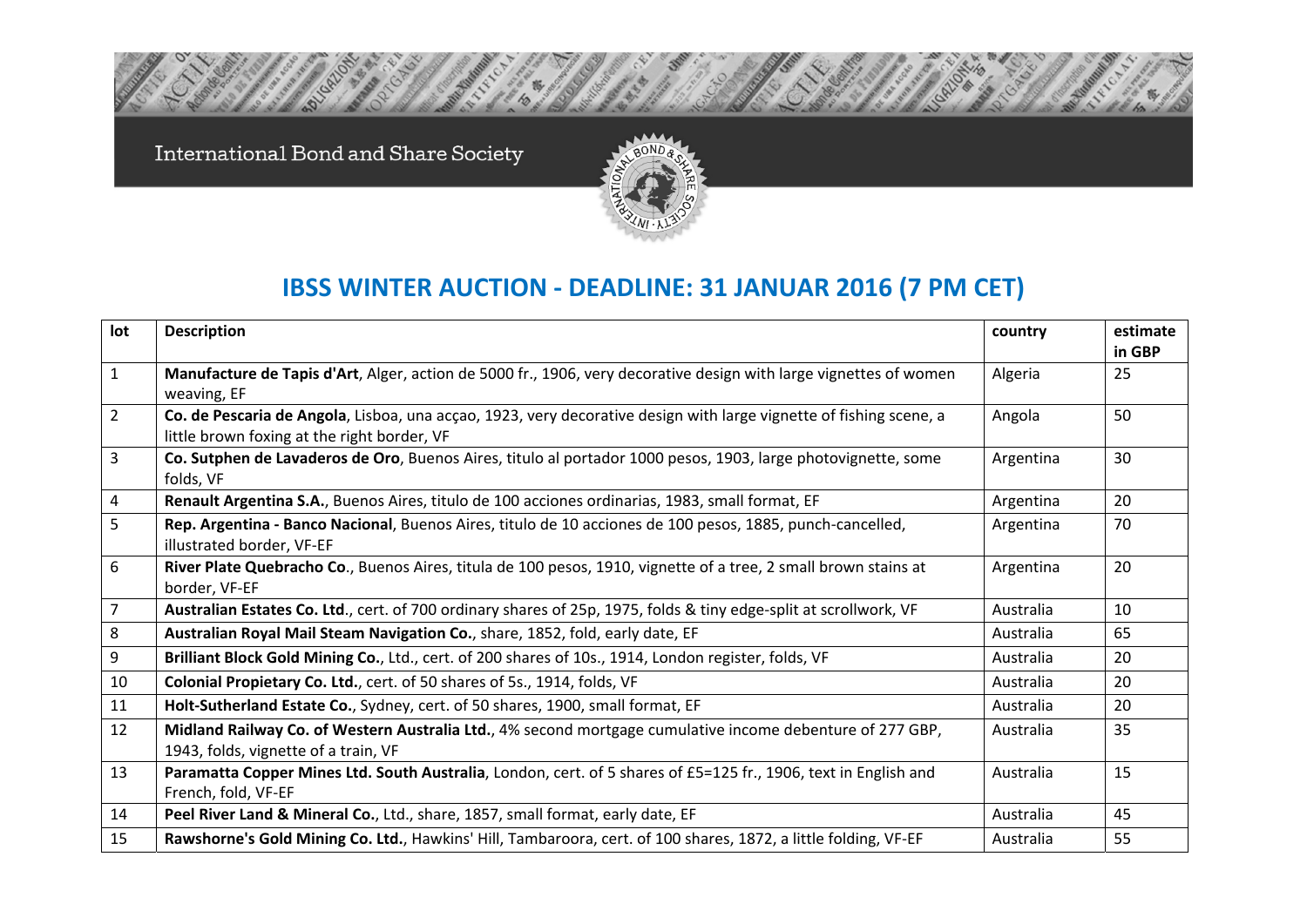International Bond and Share Society

# IBSS WINTER AUCTION - DEADLINE: 31 JANUAR 2016 (7 PM CET)

| lot | Description | country | estimate in GBP |
|---|---|---|---|
| 1 | **Manufacture de Tapis d'Art**, Alger, action de 5000 fr., 1906, very decorative design with large vignettes of women weaving, EF | Algeria | 25 |
| 2 | **Co. de Pescaria de Angola**, Lisboa, una acçao, 1923, very decorative design with large vignette of fishing scene, a little brown foxing at the right border, VF | Angola | 50 |
| 3 | **Co. Sutphen de Lavaderos de Oro**, Buenos Aires, titulo al portador 1000 pesos, 1903, large photovignette, some folds, VF | Argentina | 30 |
| 4 | **Renault Argentina S.A.**, Buenos Aires, titulo de 100 acciones ordinarias, 1983, small format, EF | Argentina | 20 |
| 5 | **Rep. Argentina - Banco Nacional**, Buenos Aires, titulo de 10 acciones de 100 pesos, 1885, punch-cancelled, illustrated border, VF-EF | Argentina | 70 |
| 6 | **River Plate Quebracho Co**., Buenos Aires, titula de 100 pesos, 1910, vignette of a tree, 2 small brown stains at border, VF-EF | Argentina | 20 |
| 7 | **Australian Estates Co. Ltd**., cert. of 700 ordinary shares of 25p, 1975, folds & tiny edge-split at scrollwork, VF | Australia | 10 |
| 8 | **Australian Royal Mail Steam Navigation Co.**, share, 1852, fold, early date, EF | Australia | 65 |
| 9 | **Brilliant Block Gold Mining Co.**, Ltd., cert. of 200 shares of 10s., 1914, London register, folds, VF | Australia | 20 |
| 10 | **Colonial Propietary Co. Ltd.**, cert. of 50 shares of 5s., 1914, folds, VF | Australia | 20 |
| 11 | **Holt-Sutherland Estate Co.**, Sydney, cert. of 50 shares, 1900, small format, EF | Australia | 20 |
| 12 | **Midland Railway Co. of Western Australia Ltd.**, 4% second mortgage cumulative income debenture of 277 GBP, 1943, folds, vignette of a train, VF | Australia | 35 |
| 13 | **Paramatta Copper Mines Ltd. South Australia**, London, cert. of 5 shares of £5=125 fr., 1906, text in English and French, fold, VF-EF | Australia | 15 |
| 14 | **Peel River Land & Mineral Co.**, Ltd., share, 1857, small format, early date, EF | Australia | 45 |
| 15 | **Rawshorne's Gold Mining Co. Ltd.**, Hawkins' Hill, Tambaroora, cert. of 100 shares, 1872, a little folding, VF-EF | Australia | 55 |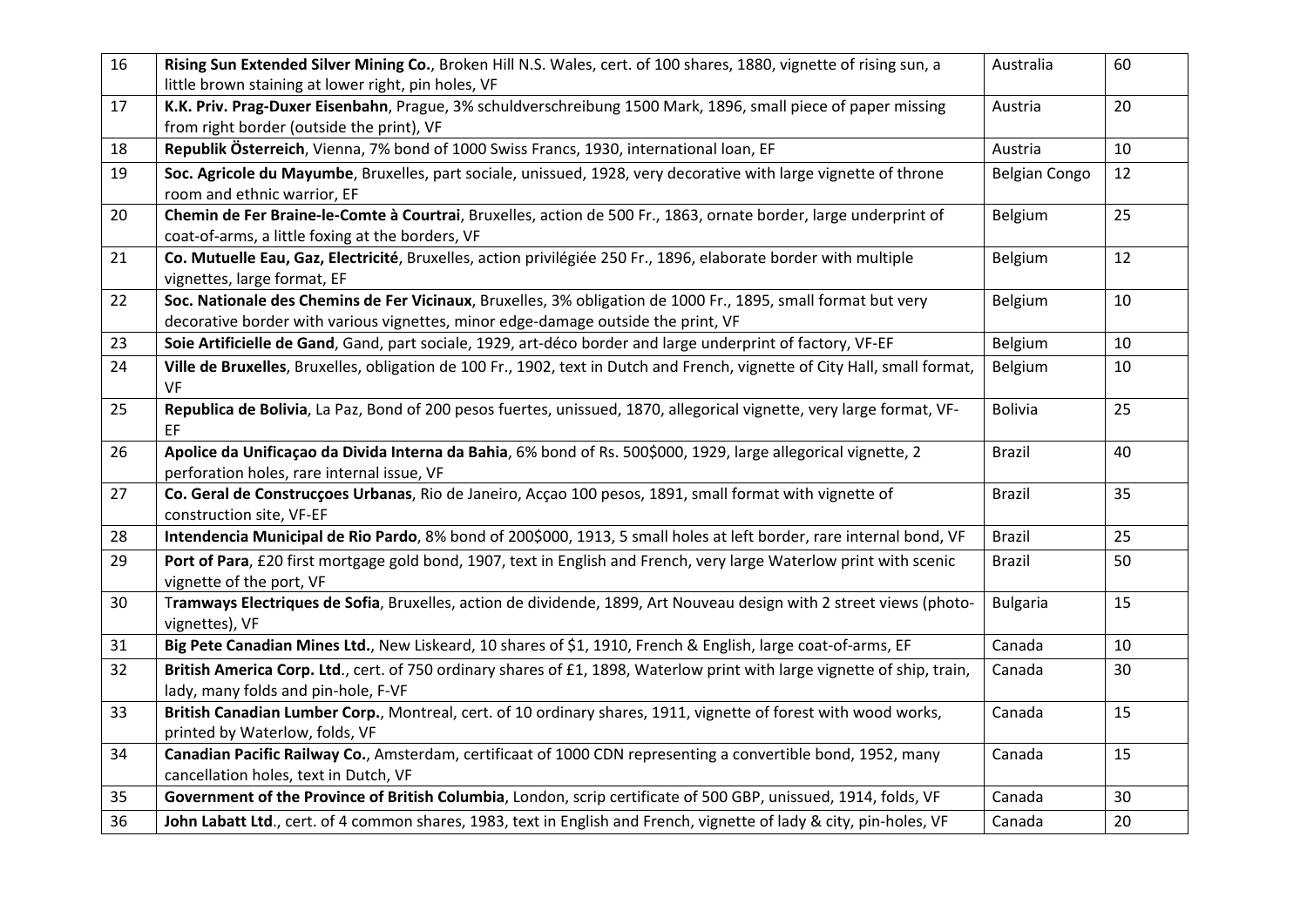| 16 | **Rising Sun Extended Silver Mining Co.**, Broken Hill N.S. Wales, cert. of 100 shares, 1880, vignette of rising sun, a little brown staining at lower right, pin holes, VF | Australia | 60 |
|---|---|---|---|
| 17 | **K.K. Priv. Prag-Duxer Eisenbahn**, Prague, 3% schuldverschreibung 1500 Mark, 1896, small piece of paper missing from right border (outside the print), VF | Austria | 20 |
| 18 | **Republik Österreich**, Vienna, 7% bond of 1000 Swiss Francs, 1930, international loan, EF | Austria | 10 |
| 19 | **Soc. Agricole du Mayumbe**, Bruxelles, part sociale, unissued, 1928, very decorative with large vignette of throne room and ethnic warrior, EF | Belgian Congo | 12 |
| 20 | **Chemin de Fer Braine-le-Comte à Courtrai**, Bruxelles, action de 500 Fr., 1863, ornate border, large underprint of coat-of-arms, a little foxing at the borders, VF | Belgium | 25 |
| 21 | **Co. Mutuelle Eau, Gaz, Electricité**, Bruxelles, action privilégiée 250 Fr., 1896, elaborate border with multiple vignettes, large format, EF | Belgium | 12 |
| 22 | **Soc. Nationale des Chemins de Fer Vicinaux**, Bruxelles, 3% obligation de 1000 Fr., 1895, small format but very decorative border with various vignettes, minor edge-damage outside the print, VF | Belgium | 10 |
| 23 | **Soie Artificielle de Gand**, Gand, part sociale, 1929, art-déco border and large underprint of factory, VF-EF | Belgium | 10 |
| 24 | **Ville de Bruxelles**, Bruxelles, obligation de 100 Fr., 1902, text in Dutch and French, vignette of City Hall, small format, VF | Belgium | 10 |
| 25 | **Republica de Bolivia**, La Paz, Bond of 200 pesos fuertes, unissued, 1870, allegorical vignette, very large format, VF-EF | Bolivia | 25 |
| 26 | **Apolice da Unificaçao da Divida Interna da Bahia**, 6% bond of Rs. 500$000, 1929, large allegorical vignette, 2 perforation holes, rare internal issue, VF | Brazil | 40 |
| 27 | **Co. Geral de Construcçoes Urbanas**, Rio de Janeiro, Acçao 100 pesos, 1891, small format with vignette of construction site, VF-EF | Brazil | 35 |
| 28 | **Intendencia Municipal de Rio Pardo**, 8% bond of 200$000, 1913, 5 small holes at left border, rare internal bond, VF | Brazil | 25 |
| 29 | **Port of Para**, £20 first mortgage gold bond, 1907, text in English and French, very large Waterlow print with scenic vignette of the port, VF | Brazil | 50 |
| 30 | **T**ramways Electriques de Sofia, Bruxelles, action de dividende, 1899, Art Nouveau design with 2 street views (photo-vignettes), VF | Bulgaria | 15 |
| 31 | **Big Pete Canadian Mines Ltd.**, New Liskeard, 10 shares of $1, 1910, French & English, large coat-of-arms, EF | Canada | 10 |
| 32 | **British America Corp. Ltd**., cert. of 750 ordinary shares of £1, 1898, Waterlow print with large vignette of ship, train, lady, many folds and pin-hole, F-VF | Canada | 30 |
| 33 | **British Canadian Lumber Corp.**, Montreal, cert. of 10 ordinary shares, 1911, vignette of forest with wood works, printed by Waterlow, folds, VF | Canada | 15 |
| 34 | **Canadian Pacific Railway Co.**, Amsterdam, certificaat of 1000 CDN representing a convertible bond, 1952, many cancellation holes, text in Dutch, VF | Canada | 15 |
| 35 | **Government of the Province of British Columbia**, London, scrip certificate of 500 GBP, unissued, 1914, folds, VF | Canada | 30 |
| 36 | **John Labatt Ltd**., cert. of 4 common shares, 1983, text in English and French, vignette of lady & city, pin-holes, VF | Canada | 20 |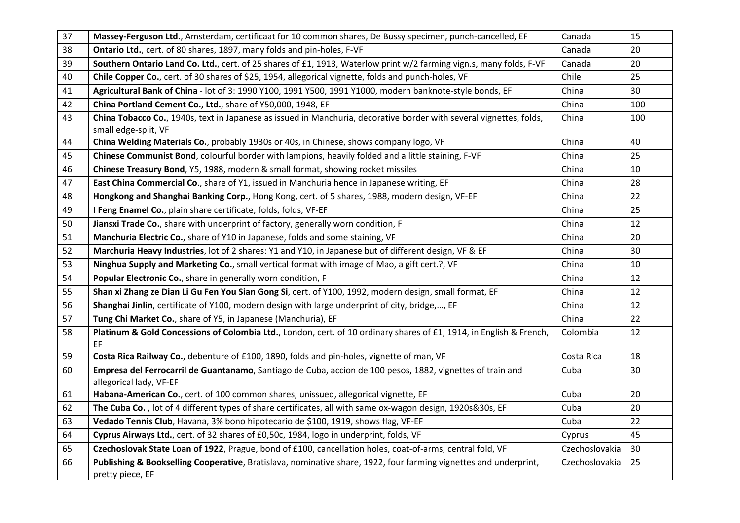| 37 | **Massey-Ferguson Ltd.**, Amsterdam, certificaat for 10 common shares, De Bussy specimen, punch-cancelled, EF | Canada | 15 |
|---|---|---|---|
| 38 | **Ontario Ltd.**, cert. of 80 shares, 1897, many folds and pin-holes, F-VF | Canada | 20 |
| 39 | **Southern Ontario Land Co. Ltd.**, cert. of 25 shares of £1, 1913, Waterlow print w/2 farming vign.s, many folds, F-VF | Canada | 20 |
| 40 | **Chile Copper Co.**, cert. of 30 shares of $25, 1954, allegorical vignette, folds and punch-holes, VF | Chile | 25 |
| 41 | **Agricultural Bank of China** - lot of 3: 1990 Y100, 1991 Y500, 1991 Y1000, modern banknote-style bonds, EF | China | 30 |
| 42 | **China Portland Cement Co., Ltd.**, share of Y50,000, 1948, EF | China | 100 |
| 43 | **China Tobacco Co.**, 1940s, text in Japanese as issued in Manchuria, decorative border with several vignettes, folds, small edge-split, VF | China | 100 |
| 44 | **China Welding Materials Co.**, probably 1930s or 40s, in Chinese, shows company logo, VF | China | 40 |
| 45 | **Chinese Communist Bond**, colourful border with lampions, heavily folded and a little staining, F-VF | China | 25 |
| 46 | **Chinese Treasury Bond**, Y5, 1988, modern & small format, showing rocket missiles | China | 10 |
| 47 | **East China Commercial Co**., share of Y1, issued in Manchuria hence in Japanese writing, EF | China | 28 |
| 48 | **Hongkong and Shanghai Banking Corp.**, Hong Kong, cert. of 5 shares, 1988, modern design, VF-EF | China | 22 |
| 49 | **I Feng Enamel Co.**, plain share certificate, folds, folds, VF-EF | China | 25 |
| 50 | **Jiansxi Trade Co.**, share with underprint of factory, generally worn condition, F | China | 12 |
| 51 | **Manchuria Electric Co.**, share of Y10 in Japanese, folds and some staining, VF | China | 20 |
| 52 | **Marchuria Heavy Industries**, lot of 2 shares: Y1 and Y10, in Japanese but of different design, VF & EF | China | 30 |
| 53 | **Ninghua Supply and Marketing Co.**, small vertical format with image of Mao, a gift cert.?, VF | China | 10 |
| 54 | **Popular Electronic Co.**, share in generally worn condition, F | China | 12 |
| 55 | **Shan xi Zhang ze Dian Li Gu Fen You Sian Gong Si**, cert. of Y100, 1992, modern design, small format, EF | China | 12 |
| 56 | **Shanghai Jinlin**, certificate of Y100, modern design with large underprint of city, bridge,…, EF | China | 12 |
| 57 | **Tung Chi Market Co.**, share of Y5, in Japanese (Manchuria), EF | China | 22 |
| 58 | **Platinum & Gold Concessions of Colombia Ltd.**, London, cert. of 10 ordinary shares of £1, 1914, in English & French, EF | Colombia | 12 |
| 59 | **Costa Rica Railway Co.**, debenture of £100, 1890, folds and pin-holes, vignette of man, VF | Costa Rica | 18 |
| 60 | **Empresa del Ferrocarril de Guantanamo**, Santiago de Cuba, accion de 100 pesos, 1882, vignettes of train and allegorical lady, VF-EF | Cuba | 30 |
| 61 | **Habana-American Co.**, cert. of 100 common shares, unissued, allegorical vignette, EF | Cuba | 20 |
| 62 | **The Cuba Co.** , lot of 4 different types of share certificates, all with same ox-wagon design, 1920s&30s, EF | Cuba | 20 |
| 63 | **Vedado Tennis Club**, Havana, 3% bono hipotecario de $100, 1919, shows flag, VF-EF | Cuba | 22 |
| 64 | **Cyprus Airways Ltd.**, cert. of 32 shares of £0,50c, 1984, logo in underprint, folds, VF | Cyprus | 45 |
| 65 | **Czechoslovak State Loan of 1922**, Prague, bond of £100, cancellation holes, coat-of-arms, central fold, VF | Czechoslovakia | 30 |
| 66 | **Publishing & Bookselling Cooperative**, Bratislava, nominative share, 1922, four farming vignettes and underprint, pretty piece, EF | Czechoslovakia | 25 |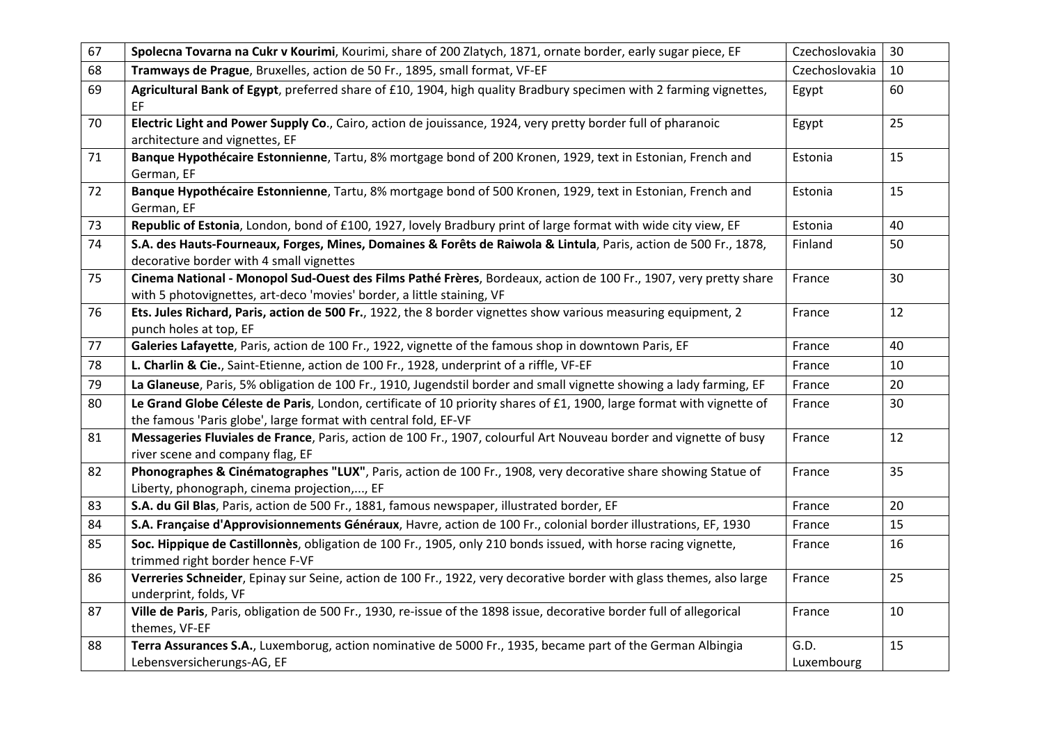| 67 | **Spolecna Tovarna na Cukr v Kourimi**, Kourimi, share of 200 Zlatych, 1871, ornate border, early sugar piece, EF | Czechoslovakia | 30 |
|---|---|---|---|
| 68 | **Tramways de Prague**, Bruxelles, action de 50 Fr., 1895, small format, VF-EF | Czechoslovakia | 10 |
| 69 | **Agricultural Bank of Egypt**, preferred share of £10, 1904, high quality Bradbury specimen with 2 farming vignettes, EF | Egypt | 60 |
| 70 | **Electric Light and Power Supply Co**., Cairo, action de jouissance, 1924, very pretty border full of pharanoic architecture and vignettes, EF | Egypt | 25 |
| 71 | **Banque Hypothécaire Estonnienne**, Tartu, 8% mortgage bond of 200 Kronen, 1929, text in Estonian, French and German, EF | Estonia | 15 |
| 72 | **Banque Hypothécaire Estonnienne**, Tartu, 8% mortgage bond of 500 Kronen, 1929, text in Estonian, French and German, EF | Estonia | 15 |
| 73 | **Republic of Estonia**, London, bond of £100, 1927, lovely Bradbury print of large format with wide city view, EF | Estonia | 40 |
| 74 | **S.A. des Hauts-Fourneaux, Forges, Mines, Domaines & Forêts de Raiwola & Lintula**, Paris, action de 500 Fr., 1878, decorative border with 4 small vignettes | Finland | 50 |
| 75 | **Cinema National - Monopol Sud-Ouest des Films Pathé Frères**, Bordeaux, action de 100 Fr., 1907, very pretty share with 5 photovignettes, art-deco 'movies' border, a little staining, VF | France | 30 |
| 76 | **Ets. Jules Richard, Paris, action de 500 Fr.**, 1922, the 8 border vignettes show various measuring equipment, 2 punch holes at top, EF | France | 12 |
| 77 | **Galeries Lafayette**, Paris, action de 100 Fr., 1922, vignette of the famous shop in downtown Paris, EF | France | 40 |
| 78 | **L. Charlin & Cie.**, Saint-Etienne, action de 100 Fr., 1928, underprint of a riffle, VF-EF | France | 10 |
| 79 | **La Glaneuse**, Paris, 5% obligation de 100 Fr., 1910, Jugendstil border and small vignette showing a lady farming, EF | France | 20 |
| 80 | **Le Grand Globe Céleste de Paris**, London, certificate of 10 priority shares of £1, 1900, large format with vignette of the famous 'Paris globe', large format with central fold, EF-VF | France | 30 |
| 81 | **Messageries Fluviales de France**, Paris, action de 100 Fr., 1907, colourful Art Nouveau border and vignette of busy river scene and company flag, EF | France | 12 |
| 82 | **Phonographes & Cinématographes "LUX"**, Paris, action de 100 Fr., 1908, very decorative share showing Statue of Liberty, phonograph, cinema projection,..., EF | France | 35 |
| 83 | **S.A. du Gil Blas**, Paris, action de 500 Fr., 1881, famous newspaper, illustrated border, EF | France | 20 |
| 84 | **S.A. Française d'Approvisionnements Généraux**, Havre, action de 100 Fr., colonial border illustrations, EF, 1930 | France | 15 |
| 85 | **Soc. Hippique de Castillonnès**, obligation de 100 Fr., 1905, only 210 bonds issued, with horse racing vignette, trimmed right border hence F-VF | France | 16 |
| 86 | **Verreries Schneider**, Epinay sur Seine, action de 100 Fr., 1922, very decorative border with glass themes, also large underprint, folds, VF | France | 25 |
| 87 | **Ville de Paris**, Paris, obligation de 500 Fr., 1930, re-issue of the 1898 issue, decorative border full of allegorical themes, VF-EF | France | 10 |
| 88 | **Terra Assurances S.A.**, Luxemborug, action nominative de 5000 Fr., 1935, became part of the German Albingia Lebensversicherungs-AG, EF | G.D. Luxembourg | 15 |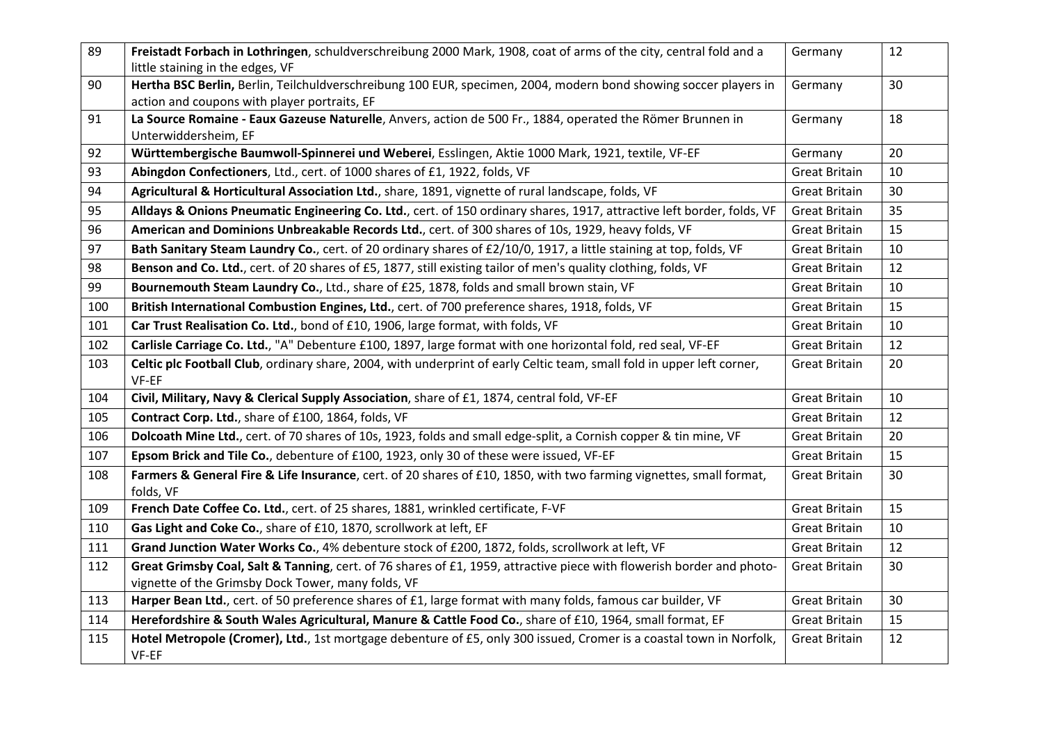| | | | |
|---|---|---|---|
| 89 | **Freistadt Forbach in Lothringen**, schuldverschreibung 2000 Mark, 1908, coat of arms of the city, central fold and a little staining in the edges, VF | Germany | 12 |
| 90 | **Hertha BSC Berlin,** Berlin, Teilchuldverschreibung 100 EUR, specimen, 2004, modern bond showing soccer players in action and coupons with player portraits, EF | Germany | 30 |
| 91 | **La Source Romaine - Eaux Gazeuse Naturelle**, Anvers, action de 500 Fr., 1884, operated the Römer Brunnen in Unterwiddersheim, EF | Germany | 18 |
| 92 | **Württembergische Baumwoll-Spinnerei und Weberei**, Esslingen, Aktie 1000 Mark, 1921, textile, VF-EF | Germany | 20 |
| 93 | **Abingdon Confectioners**, Ltd., cert. of 1000 shares of £1, 1922, folds, VF | Great Britain | 10 |
| 94 | **Agricultural & Horticultural Association Ltd.**, share, 1891, vignette of rural landscape, folds, VF | Great Britain | 30 |
| 95 | **Alldays & Onions Pneumatic Engineering Co. Ltd.**, cert. of 150 ordinary shares, 1917, attractive left border, folds, VF | Great Britain | 35 |
| 96 | **American and Dominions Unbreakable Records Ltd.**, cert. of 300 shares of 10s, 1929, heavy folds, VF | Great Britain | 15 |
| 97 | **Bath Sanitary Steam Laundry Co.**, cert. of 20 ordinary shares of £2/10/0, 1917, a little staining at top, folds, VF | Great Britain | 10 |
| 98 | **Benson and Co. Ltd.**, cert. of 20 shares of £5, 1877, still existing tailor of men's quality clothing, folds, VF | Great Britain | 12 |
| 99 | **Bournemouth Steam Laundry Co.**, Ltd., share of £25, 1878, folds and small brown stain, VF | Great Britain | 10 |
| 100 | **British International Combustion Engines, Ltd.**, cert. of 700 preference shares, 1918, folds, VF | Great Britain | 15 |
| 101 | **Car Trust Realisation Co. Ltd.**, bond of £10, 1906, large format, with folds, VF | Great Britain | 10 |
| 102 | **Carlisle Carriage Co. Ltd.**, "A" Debenture £100, 1897, large format with one horizontal fold, red seal, VF-EF | Great Britain | 12 |
| 103 | **Celtic plc Football Club**, ordinary share, 2004, with underprint of early Celtic team, small fold in upper left corner, VF-EF | Great Britain | 20 |
| 104 | **Civil, Military, Navy & Clerical Supply Association**, share of £1, 1874, central fold, VF-EF | Great Britain | 10 |
| 105 | **Contract Corp. Ltd.**, share of £100, 1864, folds, VF | Great Britain | 12 |
| 106 | **Dolcoath Mine Ltd.**, cert. of 70 shares of 10s, 1923, folds and small edge-split, a Cornish copper & tin mine, VF | Great Britain | 20 |
| 107 | **Epsom Brick and Tile Co.**, debenture of £100, 1923, only 30 of these were issued, VF-EF | Great Britain | 15 |
| 108 | **Farmers & General Fire & Life Insurance**, cert. of 20 shares of £10, 1850, with two farming vignettes, small format, folds, VF | Great Britain | 30 |
| 109 | **French Date Coffee Co. Ltd.**, cert. of 25 shares, 1881, wrinkled certificate, F-VF | Great Britain | 15 |
| 110 | **Gas Light and Coke Co.**, share of £10, 1870, scrollwork at left, EF | Great Britain | 10 |
| 111 | **Grand Junction Water Works Co.**, 4% debenture stock of £200, 1872, folds, scrollwork at left, VF | Great Britain | 12 |
| 112 | **Great Grimsby Coal, Salt & Tanning**, cert. of 76 shares of £1, 1959, attractive piece with flowerish border and photo-vignette of the Grimsby Dock Tower, many folds, VF | Great Britain | 30 |
| 113 | **Harper Bean Ltd.**, cert. of 50 preference shares of £1, large format with many folds, famous car builder, VF | Great Britain | 30 |
| 114 | **Herefordshire & South Wales Agricultural, Manure & Cattle Food Co.**, share of £10, 1964, small format, EF | Great Britain | 15 |
| 115 | **Hotel Metropole (Cromer), Ltd.**, 1st mortgage debenture of £5, only 300 issued, Cromer is a coastal town in Norfolk, VF-EF | Great Britain | 12 |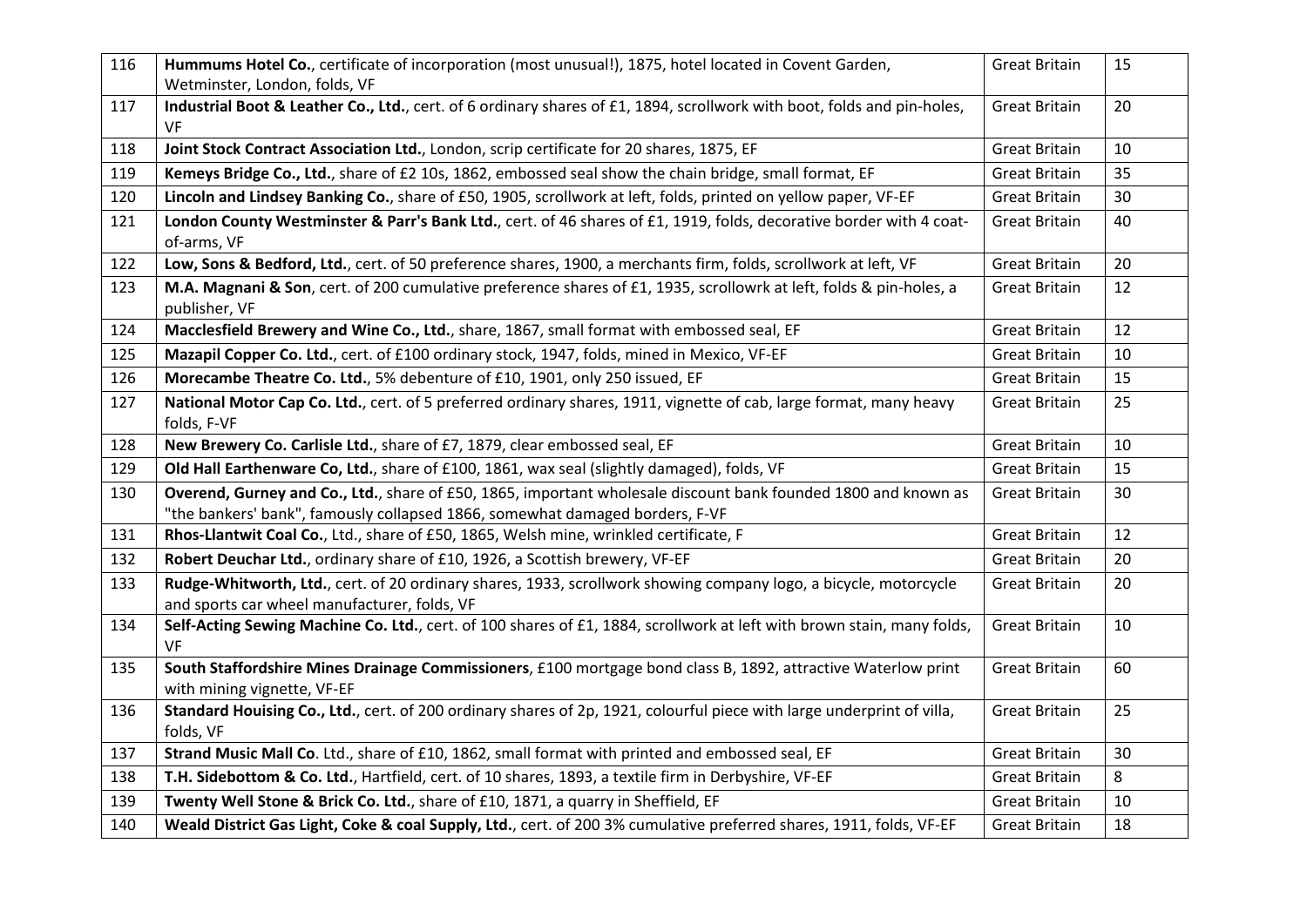| 116 | **Hummums Hotel Co.**, certificate of incorporation (most unusual!), 1875, hotel located in Covent Garden, Wetminster, London, folds, VF | Great Britain | 15 |
|---|---|---|---|
| 117 | **Industrial Boot & Leather Co., Ltd.**, cert. of 6 ordinary shares of £1, 1894, scrollwork with boot, folds and pin-holes, VF | Great Britain | 20 |
| 118 | **Joint Stock Contract Association Ltd.**, London, scrip certificate for 20 shares, 1875, EF | Great Britain | 10 |
| 119 | **Kemeys Bridge Co., Ltd.**, share of £2 10s, 1862, embossed seal show the chain bridge, small format, EF | Great Britain | 35 |
| 120 | **Lincoln and Lindsey Banking Co.**, share of £50, 1905, scrollwork at left, folds, printed on yellow paper, VF-EF | Great Britain | 30 |
| 121 | **London County Westminster & Parr's Bank Ltd.**, cert. of 46 shares of £1, 1919, folds, decorative border with 4 coat-of-arms, VF | Great Britain | 40 |
| 122 | **Low, Sons & Bedford, Ltd.**, cert. of 50 preference shares, 1900, a merchants firm, folds, scrollwork at left, VF | Great Britain | 20 |
| 123 | **M.A. Magnani & Son**, cert. of 200 cumulative preference shares of £1, 1935, scrollowrk at left, folds & pin-holes, a publisher, VF | Great Britain | 12 |
| 124 | **Macclesfield Brewery and Wine Co., Ltd.**, share, 1867, small format with embossed seal, EF | Great Britain | 12 |
| 125 | **Mazapil Copper Co. Ltd.**, cert. of £100 ordinary stock, 1947, folds, mined in Mexico, VF-EF | Great Britain | 10 |
| 126 | **Morecambe Theatre Co. Ltd.**, 5% debenture of £10, 1901, only 250 issued, EF | Great Britain | 15 |
| 127 | **National Motor Cap Co. Ltd.**, cert. of 5 preferred ordinary shares, 1911, vignette of cab, large format, many heavy folds, F-VF | Great Britain | 25 |
| 128 | **New Brewery Co. Carlisle Ltd.**, share of £7, 1879, clear embossed seal, EF | Great Britain | 10 |
| 129 | **Old Hall Earthenware Co, Ltd.**, share of £100, 1861, wax seal (slightly damaged), folds, VF | Great Britain | 15 |
| 130 | **Overend, Gurney and Co., Ltd.**, share of £50, 1865, important wholesale discount bank founded 1800 and known as "the bankers' bank", famously collapsed 1866, somewhat damaged borders, F-VF | Great Britain | 30 |
| 131 | **Rhos-Llantwit Coal Co.**, Ltd., share of £50, 1865, Welsh mine, wrinkled certificate, F | Great Britain | 12 |
| 132 | **Robert Deuchar Ltd.**, ordinary share of £10, 1926, a Scottish brewery, VF-EF | Great Britain | 20 |
| 133 | **Rudge-Whitworth, Ltd.**, cert. of 20 ordinary shares, 1933, scrollwork showing company logo, a bicycle, motorcycle and sports car wheel manufacturer, folds, VF | Great Britain | 20 |
| 134 | **Self-Acting Sewing Machine Co. Ltd.**, cert. of 100 shares of £1, 1884, scrollwork at left with brown stain, many folds, VF | Great Britain | 10 |
| 135 | **South Staffordshire Mines Drainage Commissioners**, £100 mortgage bond class B, 1892, attractive Waterlow print with mining vignette, VF-EF | Great Britain | 60 |
| 136 | **Standard Houising Co., Ltd.**, cert. of 200 ordinary shares of 2p, 1921, colourful piece with large underprint of villa, folds, VF | Great Britain | 25 |
| 137 | **Strand Music Mall Co**. Ltd., share of £10, 1862, small format with printed and embossed seal, EF | Great Britain | 30 |
| 138 | **T.H. Sidebottom & Co. Ltd.**, Hartfield, cert. of 10 shares, 1893, a textile firm in Derbyshire, VF-EF | Great Britain | 8 |
| 139 | **Twenty Well Stone & Brick Co. Ltd.**, share of £10, 1871, a quarry in Sheffield, EF | Great Britain | 10 |
| 140 | **Weald District Gas Light, Coke & coal Supply, Ltd.**, cert. of 200 3% cumulative preferred shares, 1911, folds, VF-EF | Great Britain | 18 |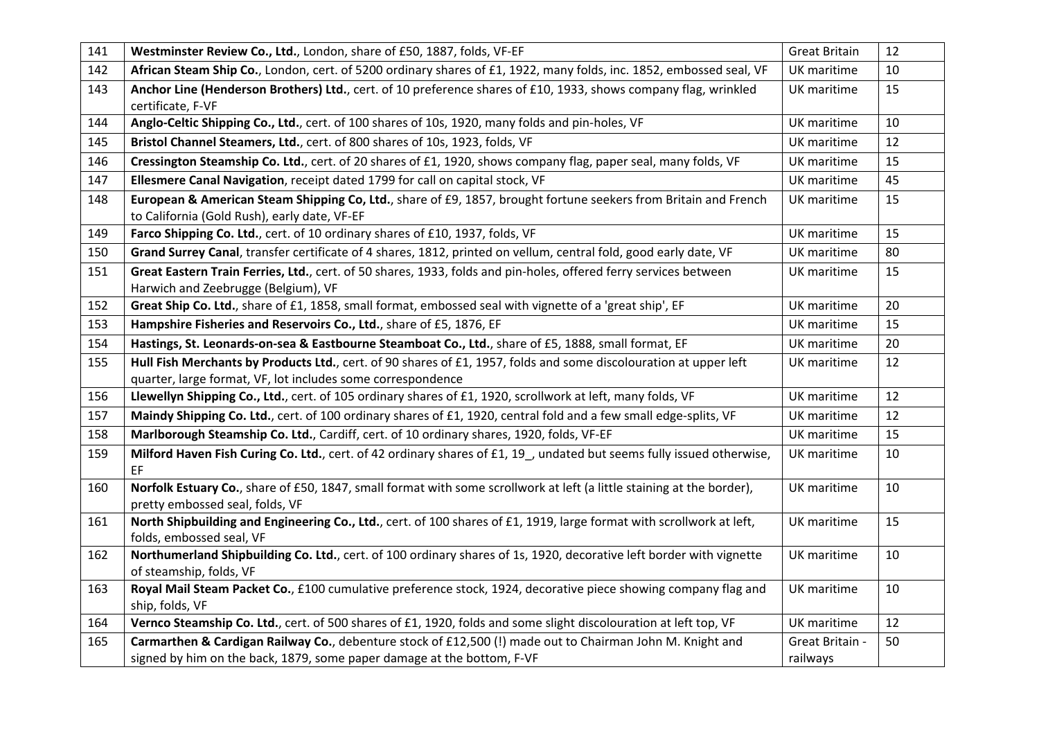| | | | |
|---|---|---|---|
| 141 | **Westminster Review Co., Ltd.**, London, share of £50, 1887, folds, VF-EF | Great Britain | 12 |
| 142 | **African Steam Ship Co.**, London, cert. of 5200 ordinary shares of £1, 1922, many folds, inc. 1852, embossed seal, VF | UK maritime | 10 |
| 143 | **Anchor Line (Henderson Brothers) Ltd.**, cert. of 10 preference shares of £10, 1933, shows company flag, wrinkled certificate, F-VF | UK maritime | 15 |
| 144 | **Anglo-Celtic Shipping Co., Ltd.**, cert. of 100 shares of 10s, 1920, many folds and pin-holes, VF | UK maritime | 10 |
| 145 | **Bristol Channel Steamers, Ltd.**, cert. of 800 shares of 10s, 1923, folds, VF | UK maritime | 12 |
| 146 | **Cressington Steamship Co. Ltd.**, cert. of 20 shares of £1, 1920, shows company flag, paper seal, many folds, VF | UK maritime | 15 |
| 147 | **Ellesmere Canal Navigation**, receipt dated 1799 for call on capital stock, VF | UK maritime | 45 |
| 148 | **European & American Steam Shipping Co, Ltd.**, share of £9, 1857, brought fortune seekers from Britain and French to California (Gold Rush), early date, VF-EF | UK maritime | 15 |
| 149 | **Farco Shipping Co. Ltd.**, cert. of 10 ordinary shares of £10, 1937, folds, VF | UK maritime | 15 |
| 150 | **Grand Surrey Canal**, transfer certificate of 4 shares, 1812, printed on vellum, central fold, good early date, VF | UK maritime | 80 |
| 151 | **Great Eastern Train Ferries, Ltd.**, cert. of 50 shares, 1933, folds and pin-holes, offered ferry services between Harwich and Zeebrugge (Belgium), VF | UK maritime | 15 |
| 152 | **Great Ship Co. Ltd.**, share of £1, 1858, small format, embossed seal with vignette of a 'great ship', EF | UK maritime | 20 |
| 153 | **Hampshire Fisheries and Reservoirs Co., Ltd.**, share of £5, 1876, EF | UK maritime | 15 |
| 154 | **Hastings, St. Leonards-on-sea & Eastbourne Steamboat Co., Ltd.**, share of £5, 1888, small format, EF | UK maritime | 20 |
| 155 | **Hull Fish Merchants by Products Ltd.**, cert. of 90 shares of £1, 1957, folds and some discolouration at upper left quarter, large format, VF, lot includes some correspondence | UK maritime | 12 |
| 156 | **Llewellyn Shipping Co., Ltd.**, cert. of 105 ordinary shares of £1, 1920, scrollwork at left, many folds, VF | UK maritime | 12 |
| 157 | **Maindy Shipping Co. Ltd.**, cert. of 100 ordinary shares of £1, 1920, central fold and a few small edge-splits, VF | UK maritime | 12 |
| 158 | **Marlborough Steamship Co. Ltd.**, Cardiff, cert. of 10 ordinary shares, 1920, folds, VF-EF | UK maritime | 15 |
| 159 | **Milford Haven Fish Curing Co. Ltd.**, cert. of 42 ordinary shares of £1, 19_, undated but seems fully issued otherwise, EF | UK maritime | 10 |
| 160 | **Norfolk Estuary Co.**, share of £50, 1847, small format with some scrollwork at left (a little staining at the border), pretty embossed seal, folds, VF | UK maritime | 10 |
| 161 | **North Shipbuilding and Engineering Co., Ltd.**, cert. of 100 shares of £1, 1919, large format with scrollwork at left, folds, embossed seal, VF | UK maritime | 15 |
| 162 | **Northumerland Shipbuilding Co. Ltd.**, cert. of 100 ordinary shares of 1s, 1920, decorative left border with vignette of steamship, folds, VF | UK maritime | 10 |
| 163 | **Royal Mail Steam Packet Co.**, £100 cumulative preference stock, 1924, decorative piece showing company flag and ship, folds, VF | UK maritime | 10 |
| 164 | **Vernco Steamship Co. Ltd.**, cert. of 500 shares of £1, 1920, folds and some slight discolouration at left top, VF | UK maritime | 12 |
| 165 | **Carmarthen & Cardigan Railway Co.**, debenture stock of £12,500 (!) made out to Chairman John M. Knight and signed by him on the back, 1879, some paper damage at the bottom, F-VF | Great Britain - railways | 50 |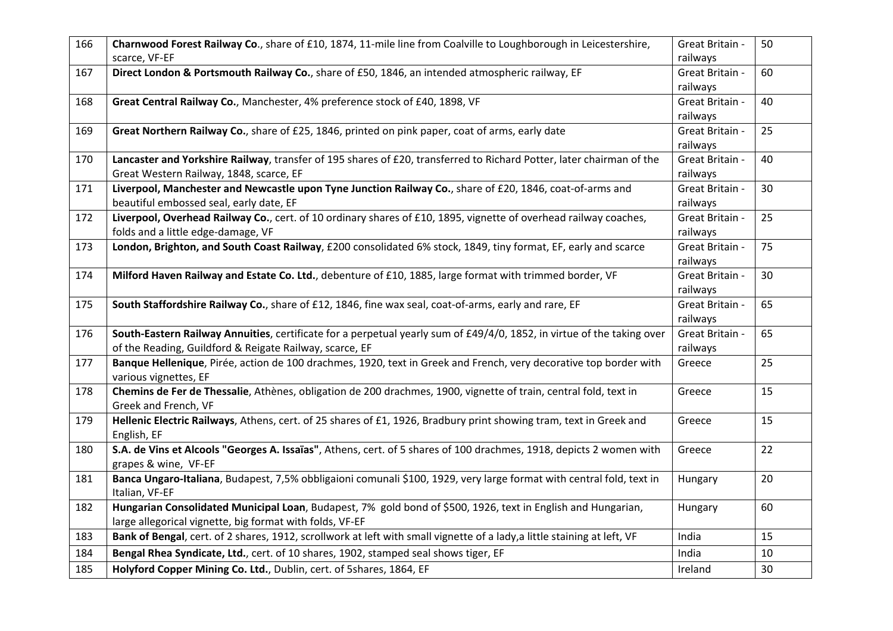| | | | |
|---|---|---|---|
| 166 | **Charnwood Forest Railway Co**., share of £10, 1874, 11-mile line from Coalville to Loughborough in Leicestershire, scarce, VF-EF | Great Britain - railways | 50 |
| 167 | **Direct London & Portsmouth Railway Co.**, share of £50, 1846, an intended atmospheric railway, EF | Great Britain - railways | 60 |
| 168 | **Great Central Railway Co.**, Manchester, 4% preference stock of £40, 1898, VF | Great Britain - railways | 40 |
| 169 | **Great Northern Railway Co.**, share of £25, 1846, printed on pink paper, coat of arms, early date | Great Britain - railways | 25 |
| 170 | **Lancaster and Yorkshire Railway**, transfer of 195 shares of £20, transferred to Richard Potter, later chairman of the Great Western Railway, 1848, scarce, EF | Great Britain - railways | 40 |
| 171 | **Liverpool, Manchester and Newcastle upon Tyne Junction Railway Co.**, share of £20, 1846, coat-of-arms and beautiful embossed seal, early date, EF | Great Britain - railways | 30 |
| 172 | **Liverpool, Overhead Railway Co.**, cert. of 10 ordinary shares of £10, 1895, vignette of overhead railway coaches, folds and a little edge-damage, VF | Great Britain - railways | 25 |
| 173 | **London, Brighton, and South Coast Railway**, £200 consolidated 6% stock, 1849, tiny format, EF, early and scarce | Great Britain - railways | 75 |
| 174 | **Milford Haven Railway and Estate Co. Ltd.**, debenture of £10, 1885, large format with trimmed border, VF | Great Britain - railways | 30 |
| 175 | **South Staffordshire Railway Co.**, share of £12, 1846, fine wax seal, coat-of-arms, early and rare, EF | Great Britain - railways | 65 |
| 176 | **South-Eastern Railway Annuities**, certificate for a perpetual yearly sum of £49/4/0, 1852, in virtue of the taking over of the Reading, Guildford & Reigate Railway, scarce, EF | Great Britain - railways | 65 |
| 177 | **Banque Hellenique**, Pirée, action de 100 drachmes, 1920, text in Greek and French, very decorative top border with various vignettes, EF | Greece | 25 |
| 178 | **Chemins de Fer de Thessalie**, Athènes, obligation de 200 drachmes, 1900, vignette of train, central fold, text in Greek and French, VF | Greece | 15 |
| 179 | **Hellenic Electric Railways**, Athens, cert. of 25 shares of £1, 1926, Bradbury print showing tram, text in Greek and English, EF | Greece | 15 |
| 180 | **S.A. de Vins et Alcools "Georges A. Issaïas"**, Athens, cert. of 5 shares of 100 drachmes, 1918, depicts 2 women with grapes & wine, VF-EF | Greece | 22 |
| 181 | **Banca Ungaro-Italiana**, Budapest, 7,5% obbligaioni comunali $100, 1929, very large format with central fold, text in Italian, VF-EF | Hungary | 20 |
| 182 | **Hungarian Consolidated Municipal Loan**, Budapest, 7% gold bond of $500, 1926, text in English and Hungarian, large allegorical vignette, big format with folds, VF-EF | Hungary | 60 |
| 183 | **Bank of Bengal**, cert. of 2 shares, 1912, scrollwork at left with small vignette of a lady,a little staining at left, VF | India | 15 |
| 184 | **Bengal Rhea Syndicate, Ltd.**, cert. of 10 shares, 1902, stamped seal shows tiger, EF | India | 10 |
| 185 | **Holyford Copper Mining Co. Ltd.**, Dublin, cert. of 5shares, 1864, EF | Ireland | 30 |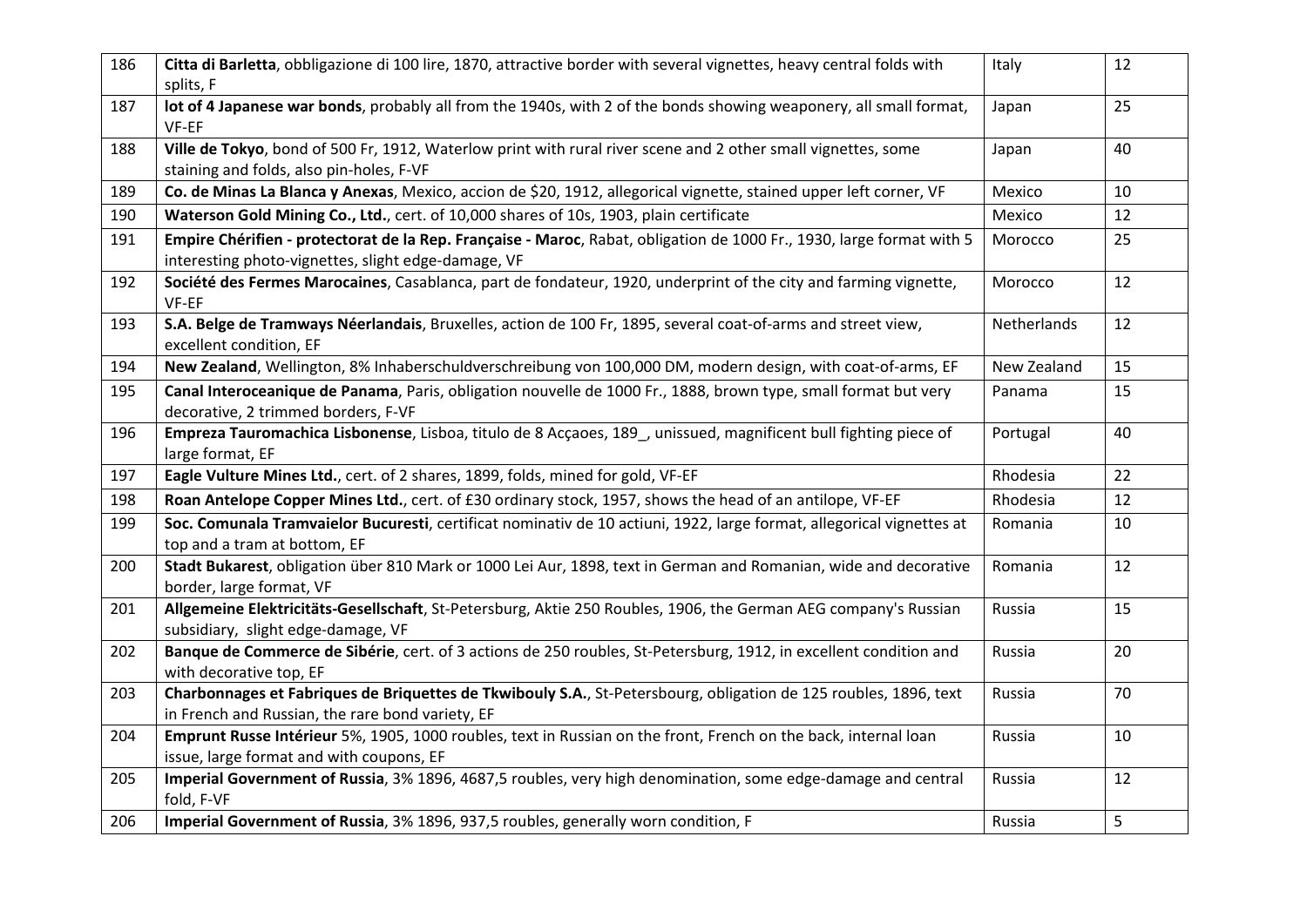| 186 | **Citta di Barletta**, obbligazione di 100 lire, 1870, attractive border with several vignettes, heavy central folds with splits, F | Italy | 12 |
|---|---|---|---|
| 187 | **lot of 4 Japanese war bonds**, probably all from the 1940s, with 2 of the bonds showing weaponery, all small format, VF-EF | Japan | 25 |
| 188 | **Ville de Tokyo**, bond of 500 Fr, 1912, Waterlow print with rural river scene and 2 other small vignettes, some staining and folds, also pin-holes, F-VF | Japan | 40 |
| 189 | **Co. de Minas La Blanca y Anexas**, Mexico, accion de $20, 1912, allegorical vignette, stained upper left corner, VF | Mexico | 10 |
| 190 | **Waterson Gold Mining Co., Ltd.**, cert. of 10,000 shares of 10s, 1903, plain certificate | Mexico | 12 |
| 191 | **Empire Chérifien - protectorat de la Rep. Française - Maroc**, Rabat, obligation de 1000 Fr., 1930, large format with 5 interesting photo-vignettes, slight edge-damage, VF | Morocco | 25 |
| 192 | **Société des Fermes Marocaines**, Casablanca, part de fondateur, 1920, underprint of the city and farming vignette, VF-EF | Morocco | 12 |
| 193 | **S.A. Belge de Tramways Néerlandais**, Bruxelles, action de 100 Fr, 1895, several coat-of-arms and street view, excellent condition, EF | Netherlands | 12 |
| 194 | **New Zealand**, Wellington, 8% Inhaberschuldverschreibung von 100,000 DM, modern design, with coat-of-arms, EF | New Zealand | 15 |
| 195 | **Canal Interoceanique de Panama**, Paris, obligation nouvelle de 1000 Fr., 1888, brown type, small format but very decorative, 2 trimmed borders, F-VF | Panama | 15 |
| 196 | **Empreza Tauromachica Lisbonense**, Lisboa, titulo de 8 Acçaoes, 189_, unissued, magnificent bull fighting piece of large format, EF | Portugal | 40 |
| 197 | **Eagle Vulture Mines Ltd.**, cert. of 2 shares, 1899, folds, mined for gold, VF-EF | Rhodesia | 22 |
| 198 | **Roan Antelope Copper Mines Ltd.**, cert. of £30 ordinary stock, 1957, shows the head of an antilope, VF-EF | Rhodesia | 12 |
| 199 | **Soc. Comunala Tramvaielor Bucuresti**, certificat nominativ de 10 actiuni, 1922, large format, allegorical vignettes at top and a tram at bottom, EF | Romania | 10 |
| 200 | **Stadt Bukarest**, obligation über 810 Mark or 1000 Lei Aur, 1898, text in German and Romanian, wide and decorative border, large format, VF | Romania | 12 |
| 201 | **Allgemeine Elektricitäts-Gesellschaft**, St-Petersburg, Aktie 250 Roubles, 1906, the German AEG company's Russian subsidiary, slight edge-damage, VF | Russia | 15 |
| 202 | **Banque de Commerce de Sibérie**, cert. of 3 actions de 250 roubles, St-Petersburg, 1912, in excellent condition and with decorative top, EF | Russia | 20 |
| 203 | **Charbonnages et Fabriques de Briquettes de Tkwibouly S.A.**, St-Petersbourg, obligation de 125 roubles, 1896, text in French and Russian, the rare bond variety, EF | Russia | 70 |
| 204 | **Emprunt Russe Intérieur** 5%, 1905, 1000 roubles, text in Russian on the front, French on the back, internal loan issue, large format and with coupons, EF | Russia | 10 |
| 205 | **Imperial Government of Russia**, 3% 1896, 4687,5 roubles, very high denomination, some edge-damage and central fold, F-VF | Russia | 12 |
| 206 | **Imperial Government of Russia**, 3% 1896, 937,5 roubles, generally worn condition, F | Russia | 5 |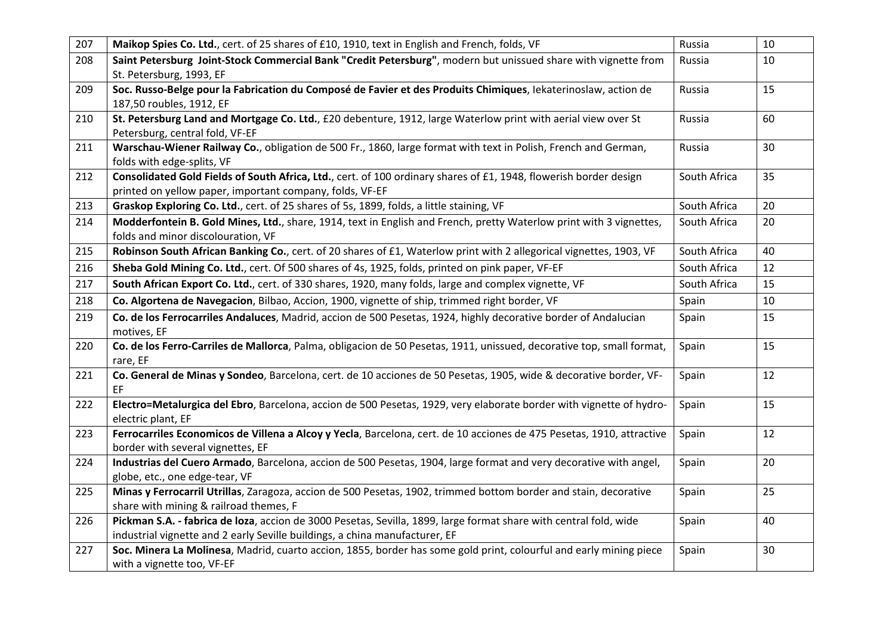| 207 | **Maikop Spies Co. Ltd.**, cert. of 25 shares of £10, 1910, text in English and French, folds, VF | Russia | 10 |
|---|---|---|---|
| 208 | **Saint Petersburg Joint-Stock Commercial Bank "Credit Petersburg"**, modern but unissued share with vignette from St. Petersburg, 1993, EF | Russia | 10 |
| 209 | **Soc. Russo-Belge pour la Fabrication du Composé de Favier et des Produits Chimiques**, Iekaterinoslaw, action de 187,50 roubles, 1912, EF | Russia | 15 |
| 210 | **St. Petersburg Land and Mortgage Co. Ltd.**, £20 debenture, 1912, large Waterlow print with aerial view over St Petersburg, central fold, VF-EF | Russia | 60 |
| 211 | **Warschau-Wiener Railway Co.**, obligation de 500 Fr., 1860, large format with text in Polish, French and German, folds with edge-splits, VF | Russia | 30 |
| 212 | **Consolidated Gold Fields of South Africa, Ltd.**, cert. of 100 ordinary shares of £1, 1948, flowerish border design printed on yellow paper, important company, folds, VF-EF | South Africa | 35 |
| 213 | **Graskop Exploring Co. Ltd.**, cert. of 25 shares of 5s, 1899, folds, a little staining, VF | South Africa | 20 |
| 214 | **Modderfontein B. Gold Mines, Ltd.**, share, 1914, text in English and French, pretty Waterlow print with 3 vignettes, folds and minor discolouration, VF | South Africa | 20 |
| 215 | **Robinson South African Banking Co.**, cert. of 20 shares of £1, Waterlow print with 2 allegorical vignettes, 1903, VF | South Africa | 40 |
| 216 | **Sheba Gold Mining Co. Ltd.**, cert. Of 500 shares of 4s, 1925, folds, printed on pink paper, VF-EF | South Africa | 12 |
| 217 | **South African Export Co. Ltd.**, cert. of 330 shares, 1920, many folds, large and complex vignette, VF | South Africa | 15 |
| 218 | **Co. Algortena de Navegacion**, Bilbao, Accion, 1900, vignette of ship, trimmed right border, VF | Spain | 10 |
| 219 | **Co. de los Ferrocarriles Andaluces**, Madrid, accion de 500 Pesetas, 1924, highly decorative border of Andalucian motives, EF | Spain | 15 |
| 220 | **Co. de los Ferro-Carriles de Mallorca**, Palma, obligacion de 50 Pesetas, 1911, unissued, decorative top, small format, rare, EF | Spain | 15 |
| 221 | **Co. General de Minas y Sondeo**, Barcelona, cert. de 10 acciones de 50 Pesetas, 1905, wide & decorative border, VF-EF | Spain | 12 |
| 222 | **Electro=Metalurgica del Ebro**, Barcelona, accion de 500 Pesetas, 1929, very elaborate border with vignette of hydro-electric plant, EF | Spain | 15 |
| 223 | **Ferrocarriles Economicos de Villena a Alcoy y Yecla**, Barcelona, cert. de 10 acciones de 475 Pesetas, 1910, attractive border with several vignettes, EF | Spain | 12 |
| 224 | **Industrias del Cuero Armado**, Barcelona, accion de 500 Pesetas, 1904, large format and very decorative with angel, globe, etc., one edge-tear, VF | Spain | 20 |
| 225 | **Minas y Ferrocarril Utrillas**, Zaragoza, accion de 500 Pesetas, 1902, trimmed bottom border and stain, decorative share with mining & railroad themes, F | Spain | 25 |
| 226 | **Pickman S.A. - fabrica de loza**, accion de 3000 Pesetas, Sevilla, 1899, large format share with central fold, wide industrial vignette and 2 early Seville buildings, a china manufacturer, EF | Spain | 40 |
| 227 | **Soc. Minera La Molinesa**, Madrid, cuarto accion, 1855, border has some gold print, colourful and early mining piece with a vignette too, VF-EF | Spain | 30 |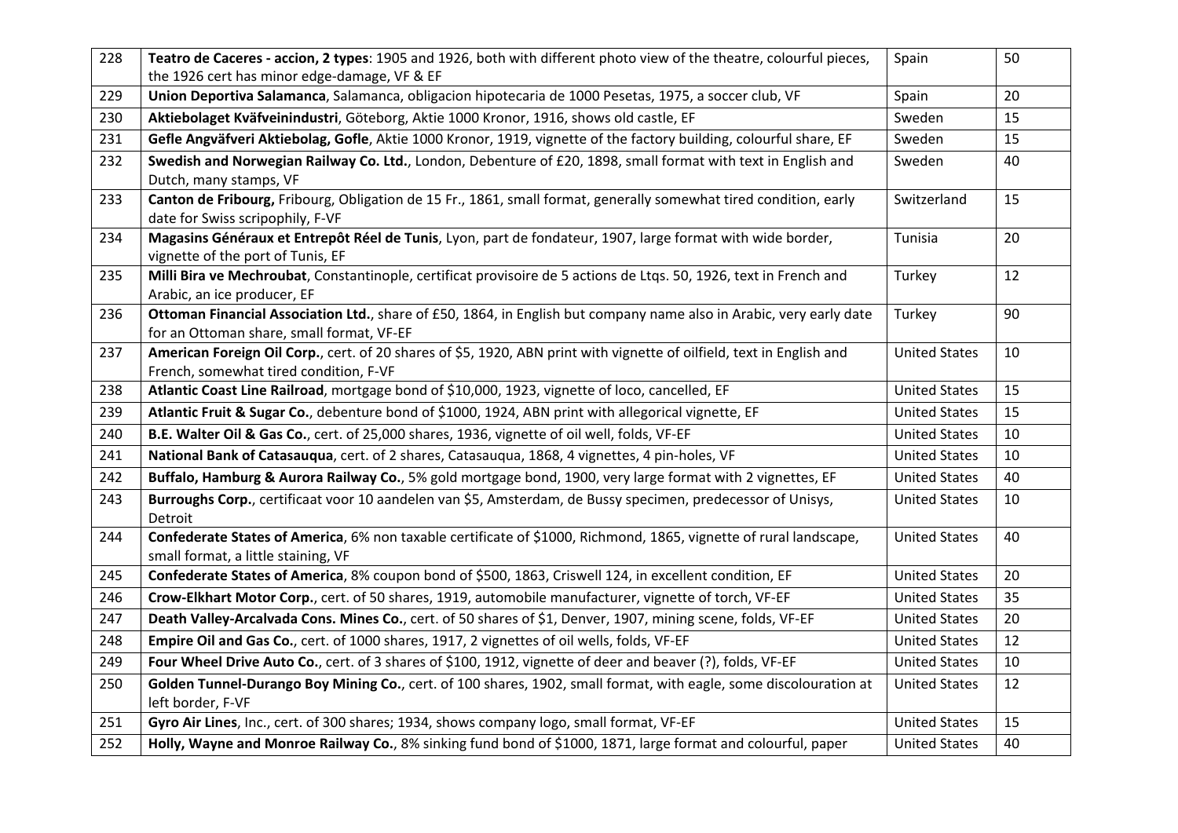| 228 | **Teatro de Caceres - accion, 2 types**: 1905 and 1926, both with different photo view of the theatre, colourful pieces, the 1926 cert has minor edge-damage, VF & EF | Spain | 50 |
|---|---|---|---|
| 229 | **Union Deportiva Salamanca**, Salamanca, obligacion hipotecaria de 1000 Pesetas, 1975, a soccer club, VF | Spain | 20 |
| 230 | **Aktiebolaget Kväfveindustri**, Göteborg, Aktie 1000 Kronor, 1916, shows old castle, EF | Sweden | 15 |
| 231 | **Gefle Angväfveri Aktiebolag, Gofle**, Aktie 1000 Kronor, 1919, vignette of the factory building, colourful share, EF | Sweden | 15 |
| 232 | **Swedish and Norwegian Railway Co. Ltd.**, London, Debenture of £20, 1898, small format with text in English and Dutch, many stamps, VF | Sweden | 40 |
| 233 | **Canton de Fribourg,** Fribourg, Obligation de 15 Fr., 1861, small format, generally somewhat tired condition, early date for Swiss scripophily, F-VF | Switzerland | 15 |
| 234 | **Magasins Généraux et Entrepôt Réel de Tunis**, Lyon, part de fondateur, 1907, large format with wide border, vignette of the port of Tunis, EF | Tunisia | 20 |
| 235 | **Milli Bira ve Mechroubat**, Constantinople, certificat provisoire de 5 actions de Ltqs. 50, 1926, text in French and Arabic, an ice producer, EF | Turkey | 12 |
| 236 | **Ottoman Financial Association Ltd.**, share of £50, 1864, in English but company name also in Arabic, very early date for an Ottoman share, small format, VF-EF | Turkey | 90 |
| 237 | **American Foreign Oil Corp.**, cert. of 20 shares of $5, 1920, ABN print with vignette of oilfield, text in English and French, somewhat tired condition, F-VF | United States | 10 |
| 238 | **Atlantic Coast Line Railroad**, mortgage bond of $10,000, 1923, vignette of loco, cancelled, EF | United States | 15 |
| 239 | **Atlantic Fruit & Sugar Co.**, debenture bond of $1000, 1924, ABN print with allegorical vignette, EF | United States | 15 |
| 240 | **B.E. Walter Oil & Gas Co.**, cert. of 25,000 shares, 1936, vignette of oil well, folds, VF-EF | United States | 10 |
| 241 | **National Bank of Catasauqua**, cert. of 2 shares, Catasauqua, 1868, 4 vignettes, 4 pin-holes, VF | United States | 10 |
| 242 | **Buffalo, Hamburg & Aurora Railway Co.**, 5% gold mortgage bond, 1900, very large format with 2 vignettes, EF | United States | 40 |
| 243 | **Burroughs Corp.**, certificaat voor 10 aandelen van $5, Amsterdam, de Bussy specimen, predecessor of Unisys, Detroit | United States | 10 |
| 244 | **Confederate States of America**, 6% non taxable certificate of $1000, Richmond, 1865, vignette of rural landscape, small format, a little staining, VF | United States | 40 |
| 245 | **Confederate States of America**, 8% coupon bond of $500, 1863, Criswell 124, in excellent condition, EF | United States | 20 |
| 246 | **Crow-Elkhart Motor Corp.**, cert. of 50 shares, 1919, automobile manufacturer, vignette of torch, VF-EF | United States | 35 |
| 247 | **Death Valley-Arcalvada Cons. Mines Co.**, cert. of 50 shares of $1, Denver, 1907, mining scene, folds, VF-EF | United States | 20 |
| 248 | **Empire Oil and Gas Co.**, cert. of 1000 shares, 1917, 2 vignettes of oil wells, folds, VF-EF | United States | 12 |
| 249 | **Four Wheel Drive Auto Co.**, cert. of 3 shares of $100, 1912, vignette of deer and beaver (?), folds, VF-EF | United States | 10 |
| 250 | **Golden Tunnel-Durango Boy Mining Co.**, cert. of 100 shares, 1902, small format, with eagle, some discolouration at left border, F-VF | United States | 12 |
| 251 | **Gyro Air Lines**, Inc., cert. of 300 shares; 1934, shows company logo, small format, VF-EF | United States | 15 |
| 252 | **Holly, Wayne and Monroe Railway Co.**, 8% sinking fund bond of $1000, 1871, large format and colourful, paper | United States | 40 |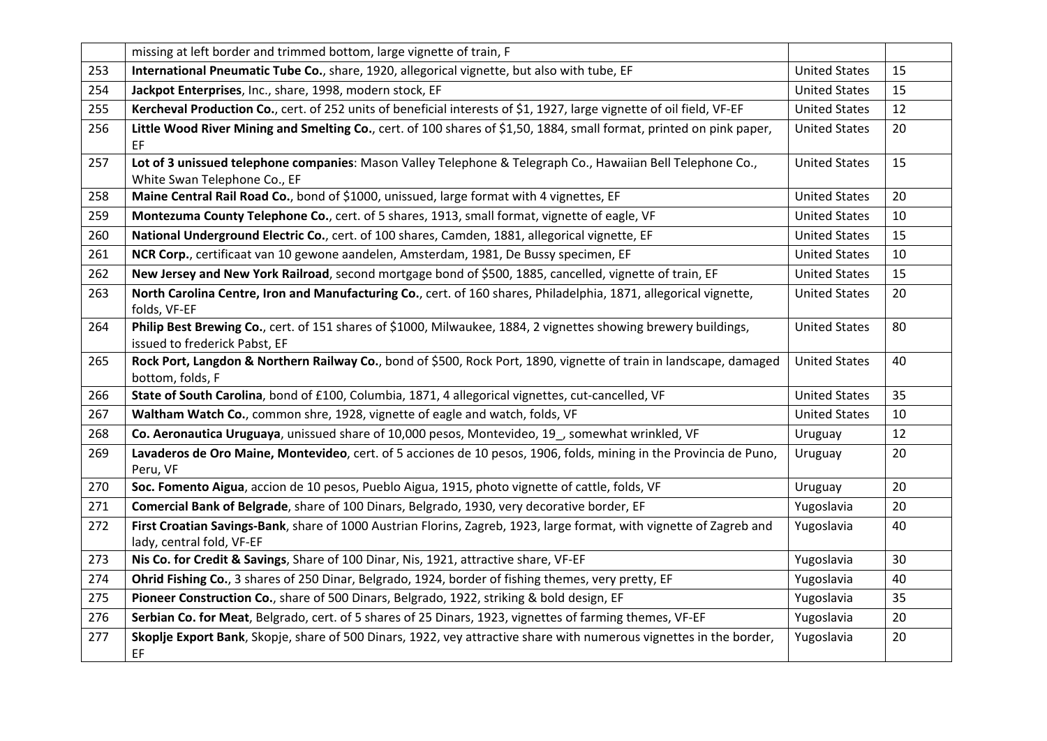| | | | |
|---|---|---|---|
| | missing at left border and trimmed bottom, large vignette of train, F | | |
| 253 | **International Pneumatic Tube Co.**, share, 1920, allegorical vignette, but also with tube, EF | United States | 15 |
| 254 | **Jackpot Enterprises**, Inc., share, 1998, modern stock, EF | United States | 15 |
| 255 | **Kercheval Production Co.**, cert. of 252 units of beneficial interests of $1, 1927, large vignette of oil field, VF-EF | United States | 12 |
| 256 | **Little Wood River Mining and Smelting Co.**, cert. of 100 shares of $1,50, 1884, small format, printed on pink paper, EF | United States | 20 |
| 257 | **Lot of 3 unissued telephone companies**: Mason Valley Telephone & Telegraph Co., Hawaiian Bell Telephone Co., White Swan Telephone Co., EF | United States | 15 |
| 258 | **Maine Central Rail Road Co.**, bond of $1000, unissued, large format with 4 vignettes, EF | United States | 20 |
| 259 | **Montezuma County Telephone Co.**, cert. of 5 shares, 1913, small format, vignette of eagle, VF | United States | 10 |
| 260 | **National Underground Electric Co.**, cert. of 100 shares, Camden, 1881, allegorical vignette, EF | United States | 15 |
| 261 | **NCR Corp.**, certificaat van 10 gewone aandelen, Amsterdam, 1981, De Bussy specimen, EF | United States | 10 |
| 262 | **New Jersey and New York Railroad**, second mortgage bond of $500, 1885, cancelled, vignette of train, EF | United States | 15 |
| 263 | **North Carolina Centre, Iron and Manufacturing Co.**, cert. of 160 shares, Philadelphia, 1871, allegorical vignette, folds, VF-EF | United States | 20 |
| 264 | **Philip Best Brewing Co.**, cert. of 151 shares of $1000, Milwaukee, 1884, 2 vignettes showing brewery buildings, issued to frederick Pabst, EF | United States | 80 |
| 265 | **Rock Port, Langdon & Northern Railway Co.**, bond of $500, Rock Port, 1890, vignette of train in landscape, damaged bottom, folds, F | United States | 40 |
| 266 | **State of South Carolina**, bond of £100, Columbia, 1871, 4 allegorical vignettes, cut-cancelled, VF | United States | 35 |
| 267 | **Waltham Watch Co.**, common shre, 1928, vignette of eagle and watch, folds, VF | United States | 10 |
| 268 | **Co. Aeronautica Uruguaya**, unissued share of 10,000 pesos, Montevideo, 19_, somewhat wrinkled, VF | Uruguay | 12 |
| 269 | **Lavaderos de Oro Maine, Montevideo**, cert. of 5 acciones de 10 pesos, 1906, folds, mining in the Provincia de Puno, Peru, VF | Uruguay | 20 |
| 270 | **Soc. Fomento Aigua**, accion de 10 pesos, Pueblo Aigua, 1915, photo vignette of cattle, folds, VF | Uruguay | 20 |
| 271 | **Comercial Bank of Belgrade**, share of 100 Dinars, Belgrado, 1930, very decorative border, EF | Yugoslavia | 20 |
| 272 | **First Croatian Savings-Bank**, share of 1000 Austrian Florins, Zagreb, 1923, large format, with vignette of Zagreb and lady, central fold, VF-EF | Yugoslavia | 40 |
| 273 | **Nis Co. for Credit & Savings**, Share of 100 Dinar, Nis, 1921, attractive share, VF-EF | Yugoslavia | 30 |
| 274 | **Ohrid Fishing Co.**, 3 shares of 250 Dinar, Belgrado, 1924, border of fishing themes, very pretty, EF | Yugoslavia | 40 |
| 275 | **Pioneer Construction Co.**, share of 500 Dinars, Belgrado, 1922, striking & bold design, EF | Yugoslavia | 35 |
| 276 | **Serbian Co. for Meat**, Belgrado, cert. of 5 shares of 25 Dinars, 1923, vignettes of farming themes, VF-EF | Yugoslavia | 20 |
| 277 | **Skoplje Export Bank**, Skopje, share of 500 Dinars, 1922, vey attractive share with numerous vignettes in the border, EF | Yugoslavia | 20 |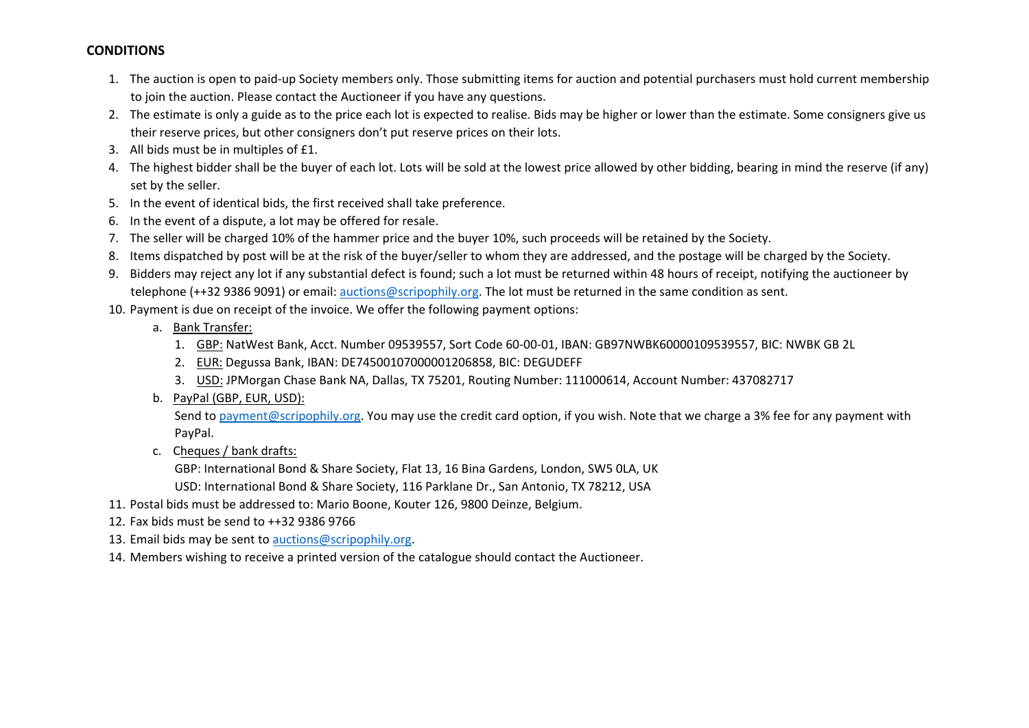**CONDITIONS**

1. The auction is open to paid-up Society members only. Those submitting items for auction and potential purchasers must hold current membership to join the auction. Please contact the Auctioneer if you have any questions.
2. The estimate is only a guide as to the price each lot is expected to realise. Bids may be higher or lower than the estimate. Some consigners give us their reserve prices, but other consigners don't put reserve prices on their lots.
3. All bids must be in multiples of £1.
4. The highest bidder shall be the buyer of each lot. Lots will be sold at the lowest price allowed by other bidding, bearing in mind the reserve (if any) set by the seller.
5. In the event of identical bids, the first received shall take preference.
6. In the event of a dispute, a lot may be offered for resale.
7. The seller will be charged 10% of the hammer price and the buyer 10%, such proceeds will be retained by the Society.
8. Items dispatched by post will be at the risk of the buyer/seller to whom they are addressed, and the postage will be charged by the Society.
9. Bidders may reject any lot if any substantial defect is found; such a lot must be returned within 48 hours of receipt, notifying the auctioneer by telephone (++32 9386 9091) or email: auctions@scripophily.org. The lot must be returned in the same condition as sent.
10. Payment is due on receipt of the invoice. We offer the following payment options:
    a. Bank Transfer:
        1. GBP: NatWest Bank, Acct. Number 09539557, Sort Code 60-00-01, IBAN: GB97NWBK60000109539557, BIC: NWBK GB 2L
        2. EUR: Degussa Bank, IBAN: DE74500107000001206858, BIC: DEGUDEFF
        3. USD: JPMorgan Chase Bank NA, Dallas, TX 75201, Routing Number: 111000614, Account Number: 437082717

    b. PayPal (GBP, EUR, USD):

       Send to payment@scripophily.org. You may use the credit card option, if you wish. Note that we charge a 3% fee for any payment with PayPal.

    c. Cheques / bank drafts:

       GBP: International Bond & Share Society, Flat 13, 16 Bina Gardens, London, SW5 0LA, UK

       USD: International Bond & Share Society, 116 Parklane Dr., San Antonio, TX 78212, USA
11. Postal bids must be addressed to: Mario Boone, Kouter 126, 9800 Deinze, Belgium.
12. Fax bids must be send to ++32 9386 9766
13. Email bids may be sent to auctions@scripophily.org.
14. Members wishing to receive a printed version of the catalogue should contact the Auctioneer.